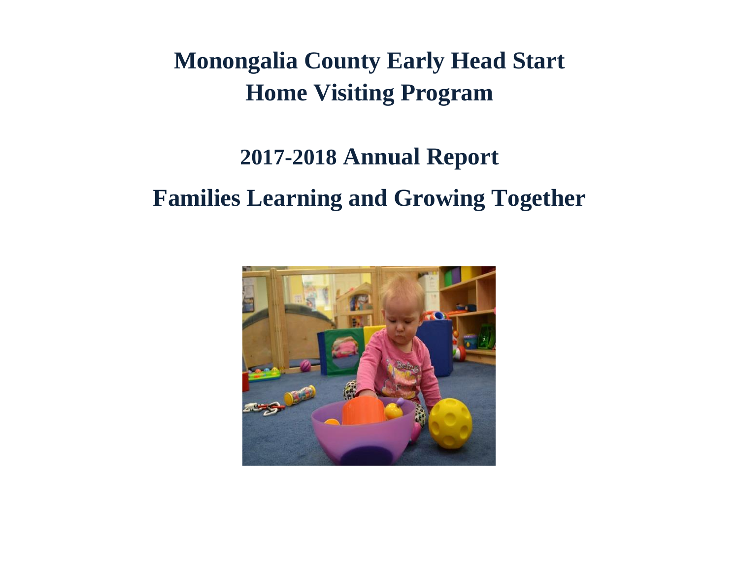# Monongalia County Early Head Start
# Home Visiting Program

## 2017-2018 Annual Report

## Families Learning and Growing Together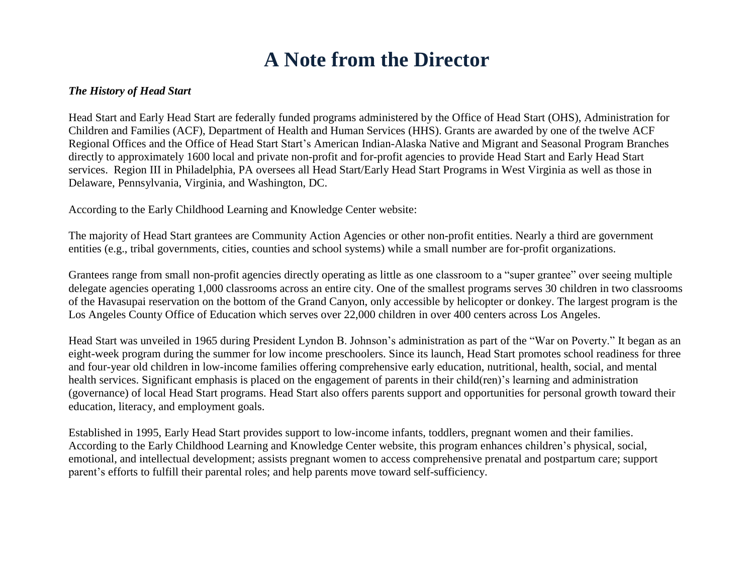# A Note from the Director

***The History of Head Start***

Head Start and Early Head Start are federally funded programs administered by the Office of Head Start (OHS), Administration for Children and Families (ACF), Department of Health and Human Services (HHS). Grants are awarded by one of the twelve ACF Regional Offices and the Office of Head Start Start's American Indian-Alaska Native and Migrant and Seasonal Program Branches directly to approximately 1600 local and private non-profit and for-profit agencies to provide Head Start and Early Head Start services. Region III in Philadelphia, PA oversees all Head Start/Early Head Start Programs in West Virginia as well as those in Delaware, Pennsylvania, Virginia, and Washington, DC.

According to the Early Childhood Learning and Knowledge Center website:

The majority of Head Start grantees are Community Action Agencies or other non-profit entities. Nearly a third are government entities (e.g., tribal governments, cities, counties and school systems) while a small number are for-profit organizations.

Grantees range from small non-profit agencies directly operating as little as one classroom to a "super grantee" over seeing multiple delegate agencies operating 1,000 classrooms across an entire city. One of the smallest programs serves 30 children in two classrooms of the Havasupai reservation on the bottom of the Grand Canyon, only accessible by helicopter or donkey. The largest program is the Los Angeles County Office of Education which serves over 22,000 children in over 400 centers across Los Angeles.

Head Start was unveiled in 1965 during President Lyndon B. Johnson's administration as part of the "War on Poverty." It began as an eight-week program during the summer for low income preschoolers. Since its launch, Head Start promotes school readiness for three and four-year old children in low-income families offering comprehensive early education, nutritional, health, social, and mental health services. Significant emphasis is placed on the engagement of parents in their child(ren)'s learning and administration (governance) of local Head Start programs. Head Start also offers parents support and opportunities for personal growth toward their education, literacy, and employment goals.

Established in 1995, Early Head Start provides support to low-income infants, toddlers, pregnant women and their families. According to the Early Childhood Learning and Knowledge Center website, this program enhances children's physical, social, emotional, and intellectual development; assists pregnant women to access comprehensive prenatal and postpartum care; support parent's efforts to fulfill their parental roles; and help parents move toward self-sufficiency.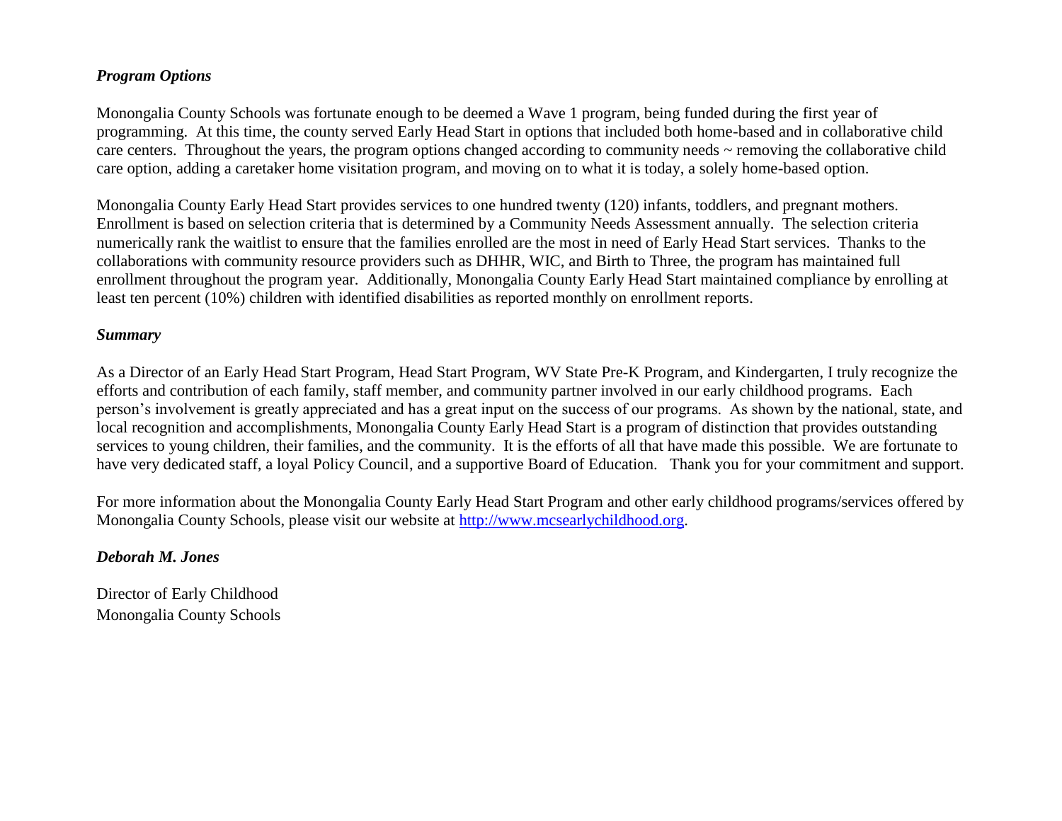### *Program Options*

Monongalia County Schools was fortunate enough to be deemed a Wave 1 program, being funded during the first year of programming. At this time, the county served Early Head Start in options that included both home-based and in collaborative child care centers. Throughout the years, the program options changed according to community needs ~ removing the collaborative child care option, adding a caretaker home visitation program, and moving on to what it is today, a solely home-based option.

Monongalia County Early Head Start provides services to one hundred twenty (120) infants, toddlers, and pregnant mothers. Enrollment is based on selection criteria that is determined by a Community Needs Assessment annually. The selection criteria numerically rank the waitlist to ensure that the families enrolled are the most in need of Early Head Start services. Thanks to the collaborations with community resource providers such as DHHR, WIC, and Birth to Three, the program has maintained full enrollment throughout the program year. Additionally, Monongalia County Early Head Start maintained compliance by enrolling at least ten percent (10%) children with identified disabilities as reported monthly on enrollment reports.

### *Summary*

As a Director of an Early Head Start Program, Head Start Program, WV State Pre-K Program, and Kindergarten, I truly recognize the efforts and contribution of each family, staff member, and community partner involved in our early childhood programs. Each person's involvement is greatly appreciated and has a great input on the success of our programs. As shown by the national, state, and local recognition and accomplishments, Monongalia County Early Head Start is a program of distinction that provides outstanding services to young children, their families, and the community. It is the efforts of all that have made this possible. We are fortunate to have very dedicated staff, a loyal Policy Council, and a supportive Board of Education. Thank you for your commitment and support.

For more information about the Monongalia County Early Head Start Program and other early childhood programs/services offered by Monongalia County Schools, please visit our website at [http://www.mcsearlychildhood.org](http://www.mcsearlychildhood.org).

***Deborah M. Jones***

Director of Early Childhood
Monongalia County Schools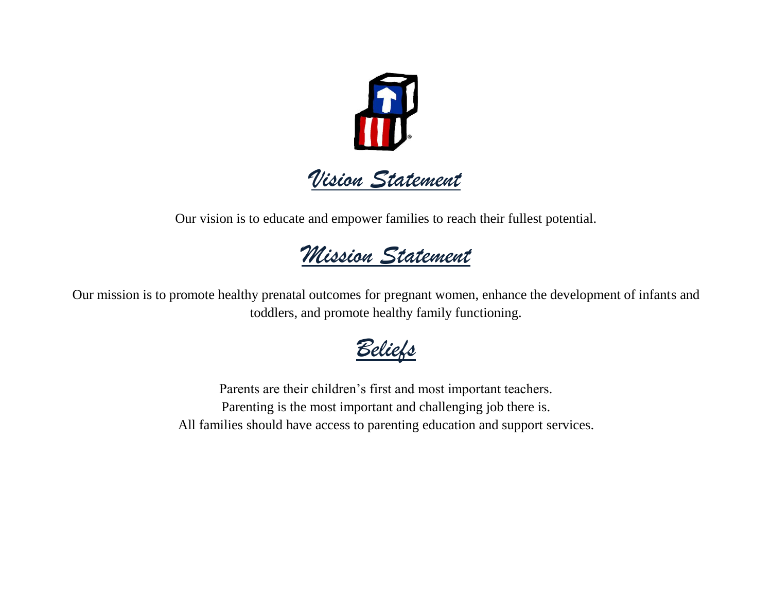# *Vision Statement*

Our vision is to educate and empower families to reach their fullest potential.

# *Mission Statement*

Our mission is to promote healthy prenatal outcomes for pregnant women, enhance the development of infants and toddlers, and promote healthy family functioning.

# *Beliefs*

Parents are their children's first and most important teachers.
Parenting is the most important and challenging job there is.
All families should have access to parenting education and support services.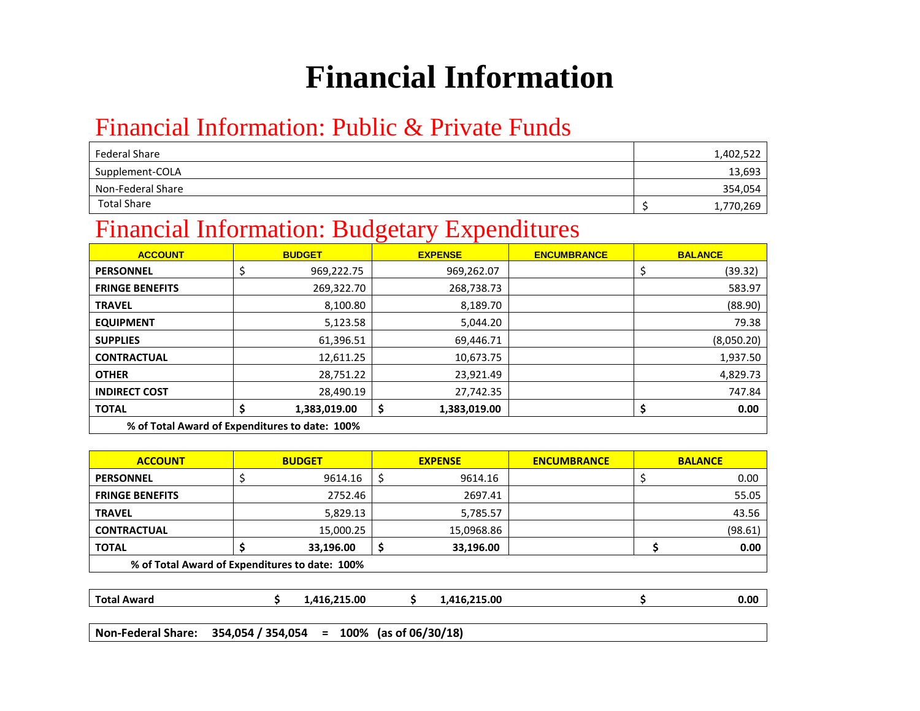# Financial Information

## Financial Information: Public & Private Funds

| | |
|---|---|
| Federal Share | 1,402,522 |
| Supplement-COLA | 13,693 |
| Non-Federal Share | 354,054 |
| Total Share | $ 1,770,269 |

## Financial Information: Budgetary Expenditures

| ACCOUNT | BUDGET | EXPENSE | ENCUMBRANCE | BALANCE |
|---|---|---|---|---|
| PERSONNEL | $ 969,222.75 | 969,262.07 | | $ (39.32) |
| FRINGE BENEFITS | 269,322.70 | 268,738.73 | | 583.97 |
| TRAVEL | 8,100.80 | 8,189.70 | | (88.90) |
| EQUIPMENT | 5,123.58 | 5,044.20 | | 79.38 |
| SUPPLIES | 61,396.51 | 69,446.71 | | (8,050.20) |
| CONTRACTUAL | 12,611.25 | 10,673.75 | | 1,937.50 |
| OTHER | 28,751.22 | 23,921.49 | | 4,829.73 |
| INDIRECT COST | 28,490.19 | 27,742.35 | | 747.84 |
| **TOTAL** | **$ 1,383,019.00** | **$ 1,383,019.00** | | **$ 0.00** |
| **% of Total Award of Expenditures to date: 100%** | | | | |

| ACCOUNT | BUDGET | EXPENSE | ENCUMBRANCE | BALANCE |
|---|---|---|---|---|
| PERSONNEL | $ 9614.16 | $ 9614.16 | | $ 0.00 |
| FRINGE BENEFITS | 2752.46 | 2697.41 | | 55.05 |
| TRAVEL | 5,829.13 | 5,785.57 | | 43.56 |
| CONTRACTUAL | 15,000.25 | 15,0968.86 | | (98.61) |
| **TOTAL** | **$ 33,196.00** | **$ 33,196.00** | | **$ 0.00** |
| **% of Total Award of Expenditures to date: 100%** | | | | |

| | | | | |
|---|---|---|---|---|
| **Total Award** | **$ 1,416,215.00** | **$ 1,416,215.00** | | **$ 0.00** |

**Non-Federal Share: 354,054 / 354,054 = 100% (as of 06/30/18)**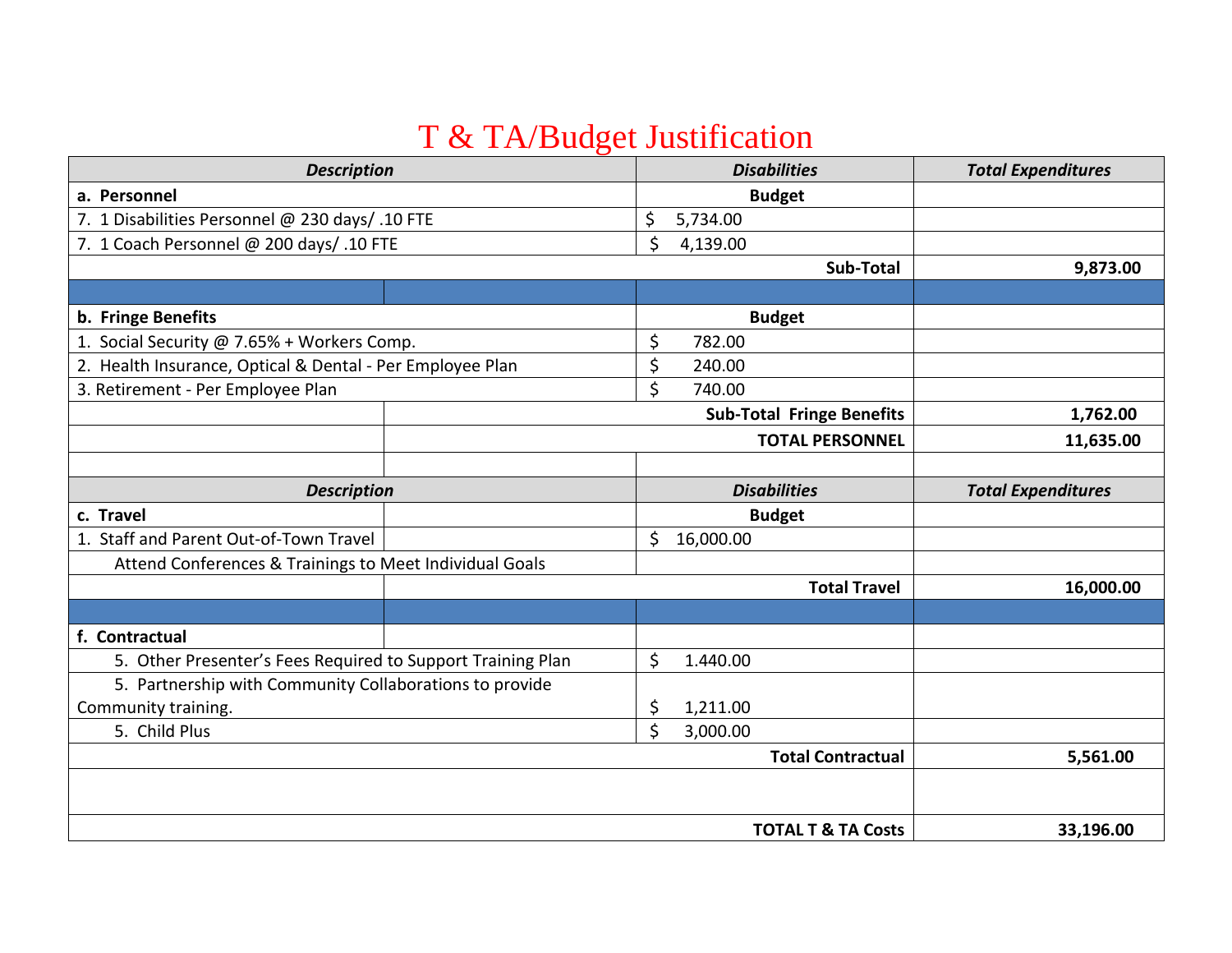# T & TA/Budget Justification

| *Description* | *Disabilities* | *Total Expenditures* |
|---|---|---|
| **a. Personnel** | **Budget** | |
| 7. 1 Disabilities Personnel @ 230 days/ .10 FTE | $ 5,734.00 | |
| 7. 1 Coach Personnel @ 200 days/ .10 FTE | $ 4,139.00 | |
| | **Sub-Total** | **9,873.00** |
| | | |
| **b. Fringe Benefits** | **Budget** | |
| 1. Social Security @ 7.65% + Workers Comp. | $ 782.00 | |
| 2. Health Insurance, Optical & Dental - Per Employee Plan | $ 240.00 | |
| 3. Retirement - Per Employee Plan | $ 740.00 | |
| | **Sub-Total Fringe Benefits** | **1,762.00** |
| | **TOTAL PERSONNEL** | **11,635.00** |
| | | |
| *Description* | *Disabilities* | *Total Expenditures* |
| **c. Travel** | **Budget** | |
| 1. Staff and Parent Out-of-Town Travel | $ 16,000.00 | |
| Attend Conferences & Trainings to Meet Individual Goals | | |
| | **Total Travel** | **16,000.00** |
| | | |
| **f. Contractual** | | |
| 5. Other Presenter's Fees Required to Support Training Plan | $ 1.440.00 | |
| 5. Partnership with Community Collaborations to provide Community training. | $ 1,211.00 | |
| 5. Child Plus | $ 3,000.00 | |
| | **Total Contractual** | **5,561.00** |
| | | |
| | **TOTAL T & TA Costs** | **33,196.00** |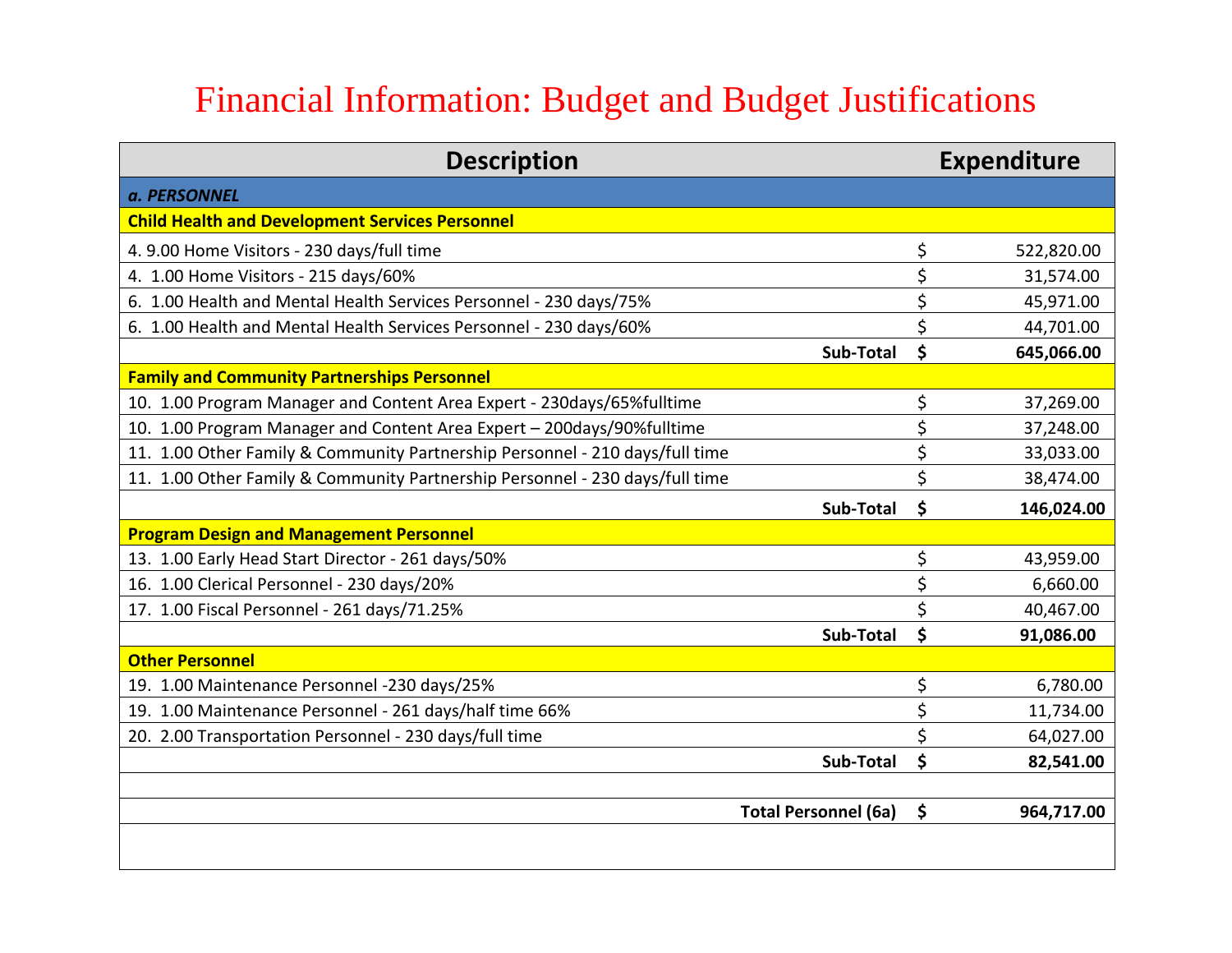# Financial Information: Budget and Budget Justifications

| Description | | Expenditure |
|---|---|---|
| ***a. PERSONNEL*** | | |
| **Child Health and Development Services Personnel** | | |
| 4. 9.00 Home Visitors - 230 days/full time | $ | 522,820.00 |
| 4. 1.00 Home Visitors - 215 days/60% | $ | 31,574.00 |
| 6. 1.00 Health and Mental Health Services Personnel - 230 days/75% | $ | 45,971.00 |
| 6. 1.00 Health and Mental Health Services Personnel - 230 days/60% | $ | 44,701.00 |
| **Sub-Total** | **$** | **645,066.00** |
| **Family and Community Partnerships Personnel** | | |
| 10. 1.00 Program Manager and Content Area Expert - 230days/65%fulltime | $ | 37,269.00 |
| 10. 1.00 Program Manager and Content Area Expert – 200days/90%fulltime | $ | 37,248.00 |
| 11. 1.00 Other Family & Community Partnership Personnel - 210 days/full time | $ | 33,033.00 |
| 11. 1.00 Other Family & Community Partnership Personnel - 230 days/full time | $ | 38,474.00 |
| **Sub-Total** | **$** | **146,024.00** |
| **Program Design and Management Personnel** | | |
| 13. 1.00 Early Head Start Director - 261 days/50% | $ | 43,959.00 |
| 16. 1.00 Clerical Personnel - 230 days/20% | $ | 6,660.00 |
| 17. 1.00 Fiscal Personnel - 261 days/71.25% | $ | 40,467.00 |
| **Sub-Total** | **$** | **91,086.00** |
| **Other Personnel** | | |
| 19. 1.00 Maintenance Personnel -230 days/25% | $ | 6,780.00 |
| 19. 1.00 Maintenance Personnel - 261 days/half time 66% | $ | 11,734.00 |
| 20. 2.00 Transportation Personnel - 230 days/full time | $ | 64,027.00 |
| **Sub-Total** | **$** | **82,541.00** |
| | | |
| **Total Personnel (6a)** | **$** | **964,717.00** |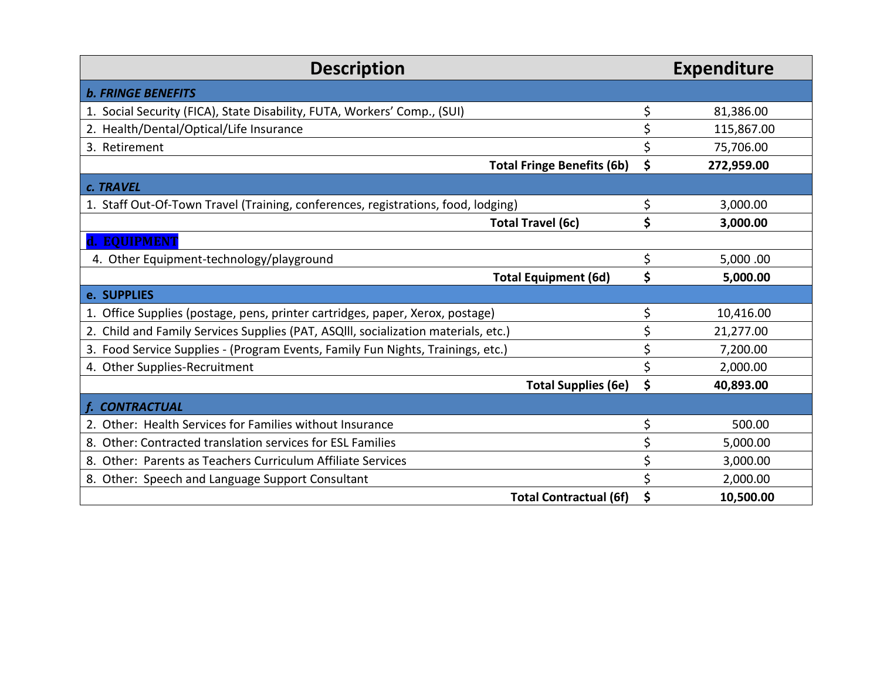| Description | | Expenditure |
|---|---|---|
| ***b. FRINGE BENEFITS*** | | |
| 1. Social Security (FICA), State Disability, FUTA, Workers' Comp., (SUI) | $ | 81,386.00 |
| 2. Health/Dental/Optical/Life Insurance | $ | 115,867.00 |
| 3. Retirement | $ | 75,706.00 |
| **Total Fringe Benefits (6b)** | **$** | **272,959.00** |
| ***c. TRAVEL*** | | |
| 1. Staff Out-Of-Town Travel (Training, conferences, registrations, food, lodging) | $ | 3,000.00 |
| **Total Travel (6c)** | **$** | **3,000.00** |
| **d. EQUIPMENT** | | |
| 4. Other Equipment-technology/playground | $ | 5,000 .00 |
| **Total Equipment (6d)** | **$** | **5,000.00** |
| **e. SUPPLIES** | | |
| 1. Office Supplies (postage, pens, printer cartridges, paper, Xerox, postage) | $ | 10,416.00 |
| 2. Child and Family Services Supplies (PAT, ASQlll, socialization materials, etc.) | $ | 21,277.00 |
| 3. Food Service Supplies - (Program Events, Family Fun Nights, Trainings, etc.) | $ | 7,200.00 |
| 4. Other Supplies-Recruitment | $ | 2,000.00 |
| **Total Supplies (6e)** | **$** | **40,893.00** |
| ***f. CONTRACTUAL*** | | |
| 2. Other: Health Services for Families without Insurance | $ | 500.00 |
| 8. Other: Contracted translation services for ESL Families | $ | 5,000.00 |
| 8. Other: Parents as Teachers Curriculum Affiliate Services | $ | 3,000.00 |
| 8. Other: Speech and Language Support Consultant | $ | 2,000.00 |
| **Total Contractual (6f)** | **$** | **10,500.00** |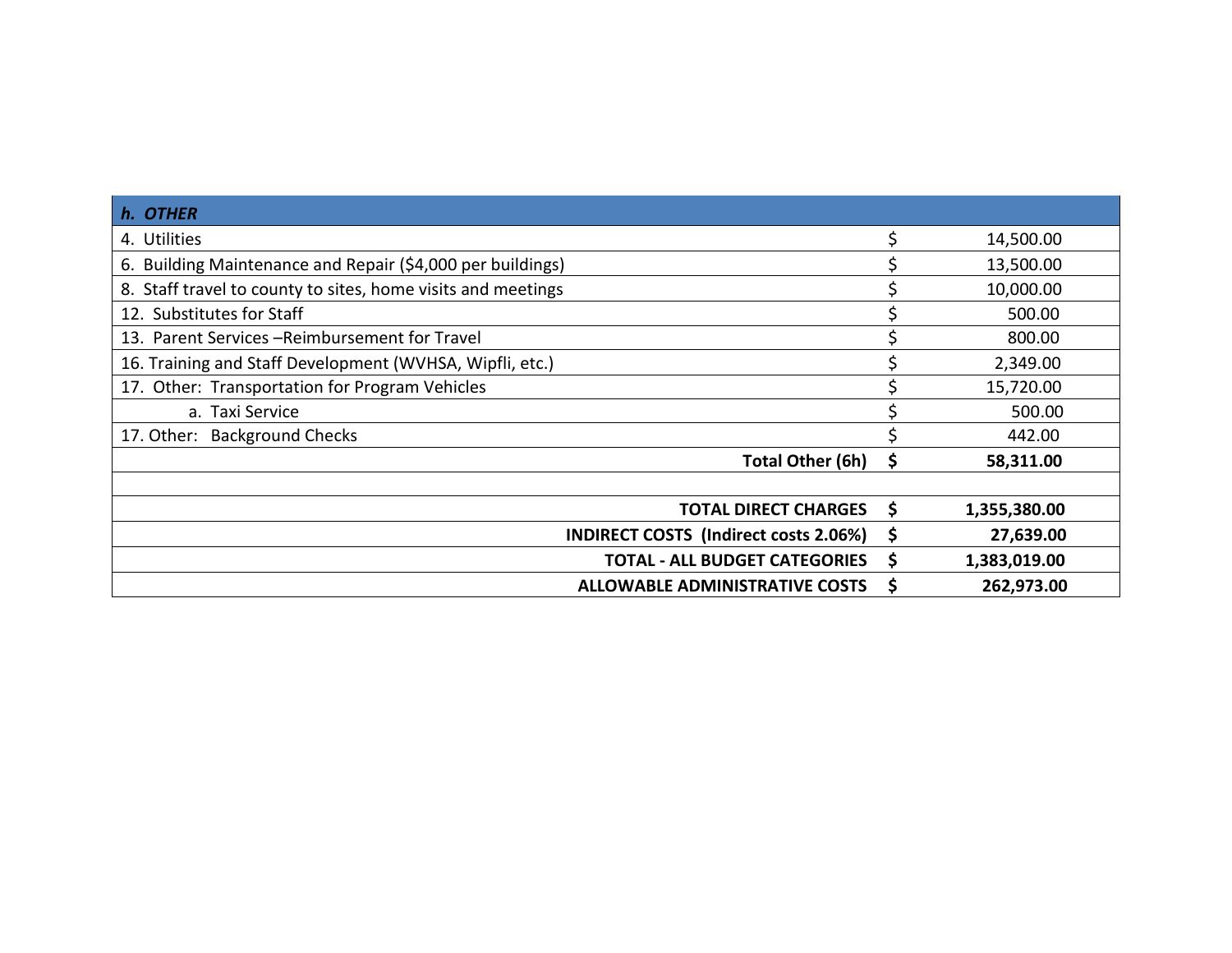| ***h. OTHER*** | | |
|---|---|---|
| 4. Utilities | $ | 14,500.00 |
| 6. Building Maintenance and Repair ($4,000 per buildings) | $ | 13,500.00 |
| 8. Staff travel to county to sites, home visits and meetings | $ | 10,000.00 |
| 12. Substitutes for Staff | $ | 500.00 |
| 13. Parent Services –Reimbursement for Travel | $ | 800.00 |
| 16. Training and Staff Development (WVHSA, Wipfli, etc.) | $ | 2,349.00 |
| 17. Other: Transportation for Program Vehicles | $ | 15,720.00 |
| a. Taxi Service | $ | 500.00 |
| 17. Other: Background Checks | $ | 442.00 |
| **Total Other (6h)** | **$** | **58,311.00** |
| | | |
| **TOTAL DIRECT CHARGES** | **$** | **1,355,380.00** |
| **INDIRECT COSTS (Indirect costs 2.06%)** | **$** | **27,639.00** |
| **TOTAL - ALL BUDGET CATEGORIES** | **$** | **1,383,019.00** |
| **ALLOWABLE ADMINISTRATIVE COSTS** | **$** | **262,973.00** |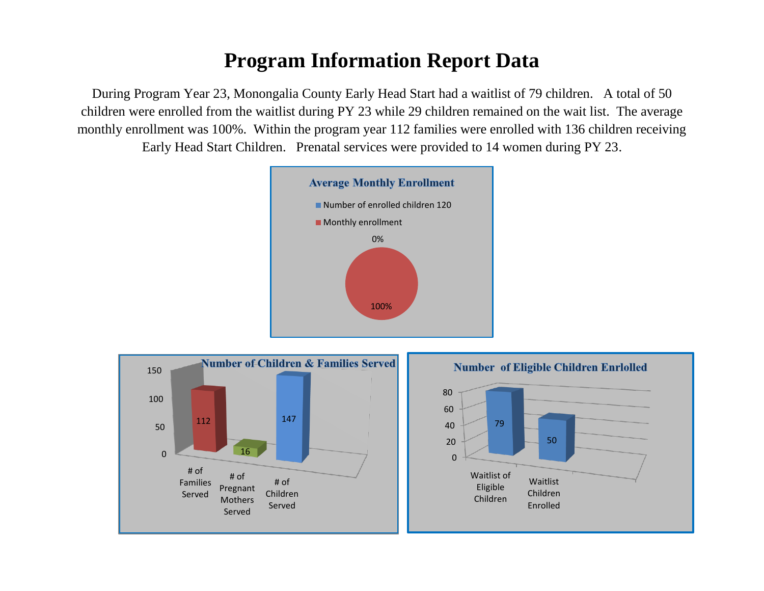# Program Information Report Data

During Program Year 23, Monongalia County Early Head Start had a waitlist of 79 children. A total of 50 children were enrolled from the waitlist during PY 23 while 29 children remained on the wait list. The average monthly enrollment was 100%. Within the program year 112 families were enrolled with 136 children receiving Early Head Start Children. Prenatal services were provided to 14 women during PY 23.

**Average Monthly Enrollment**

- Number of enrolled children 120
- Monthly enrollment

0%

100%

**Number of Children & Families Served**

| # of Families Served | # of Pregnant Mothers Served | # of Children Served |
|---|---|---|
| 112 | 16 | 147 |

**Number of Eligible Children Enrlolled**

| Waitlist of Eligible Children | Waitlist Children Enrolled |
|---|---|
| 79 | 50 |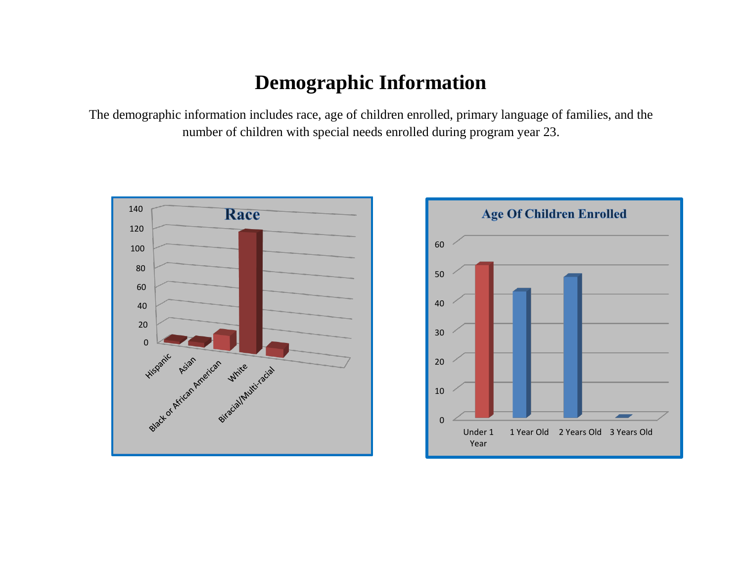# Demographic Information

The demographic information includes race, age of children enrolled, primary language of families, and the number of children with special needs enrolled during program year 23.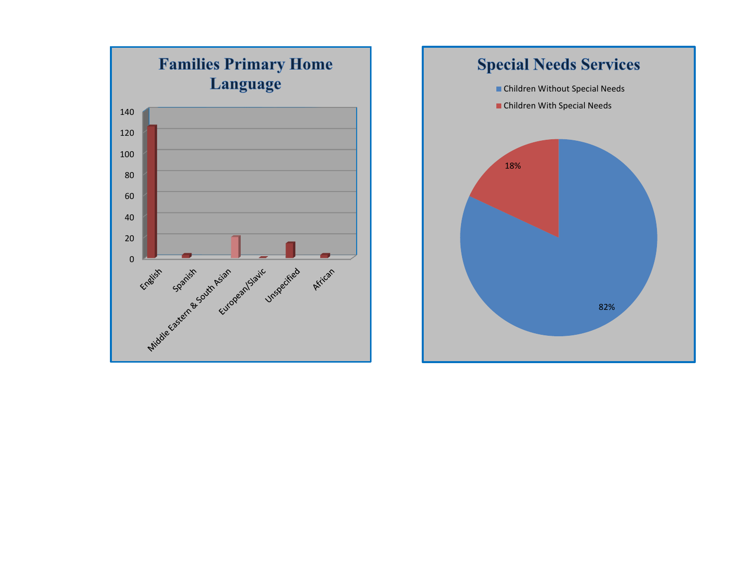## Families Primary Home Language

| Language | Families |
|---|---|
| English | ~125 |
| Spanish | ~3 |
| Middle Eastern & South Asian | ~20 |
| European/Slavic | ~0 |
| Unspecified | ~14 |
| African | ~3 |

## Special Needs Services

- Children Without Special Needs: 82%
- Children With Special Needs: 18%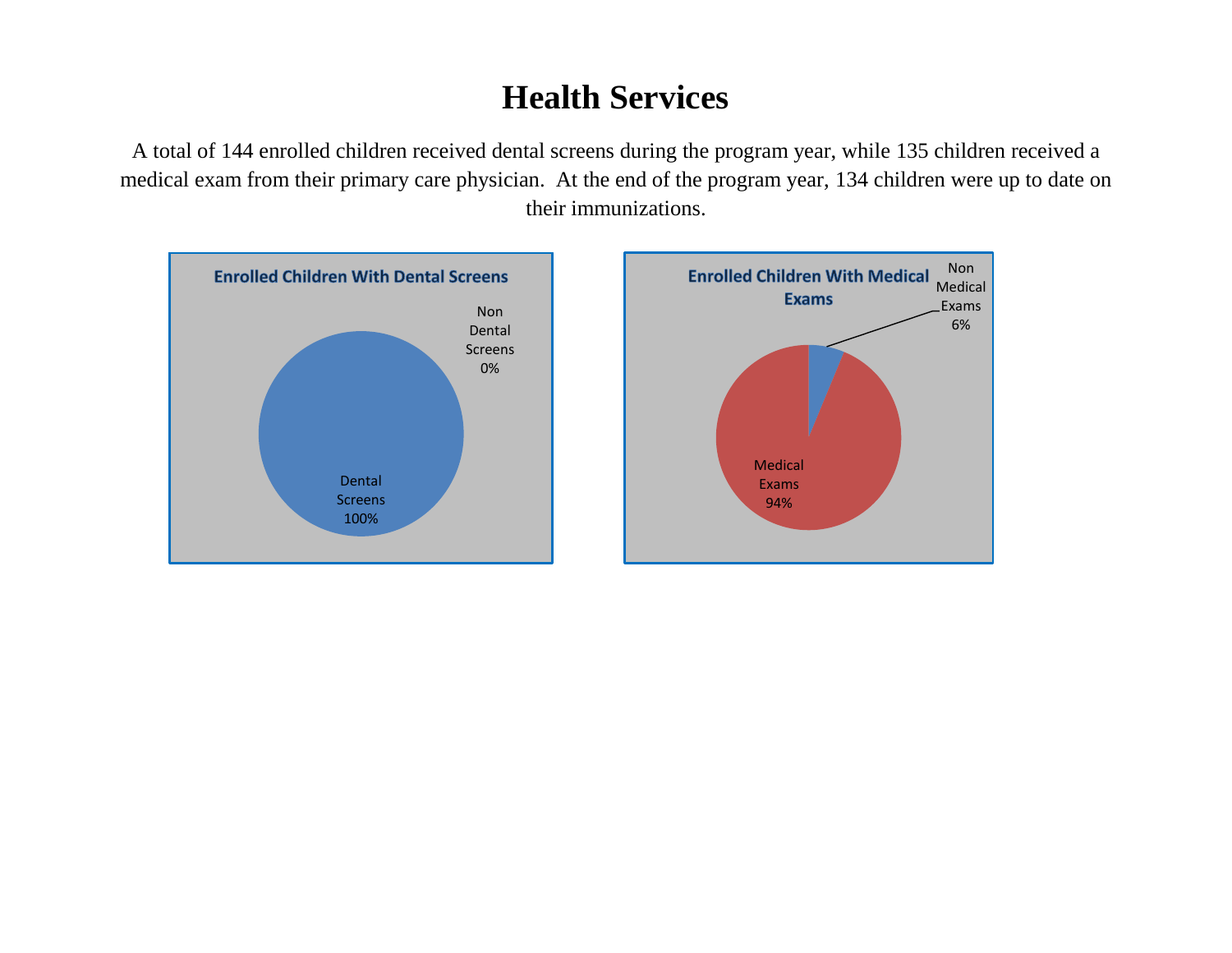# Health Services

A total of 144 enrolled children received dental screens during the program year, while 135 children received a medical exam from their primary care physician. At the end of the program year, 134 children were up to date on their immunizations.

**Enrolled Children With Dental Screens**

Non Dental Screens 0%

Dental Screens 100%

**Enrolled Children With Medical Exams**

Non Medical Exams 6%

Medical Exams 94%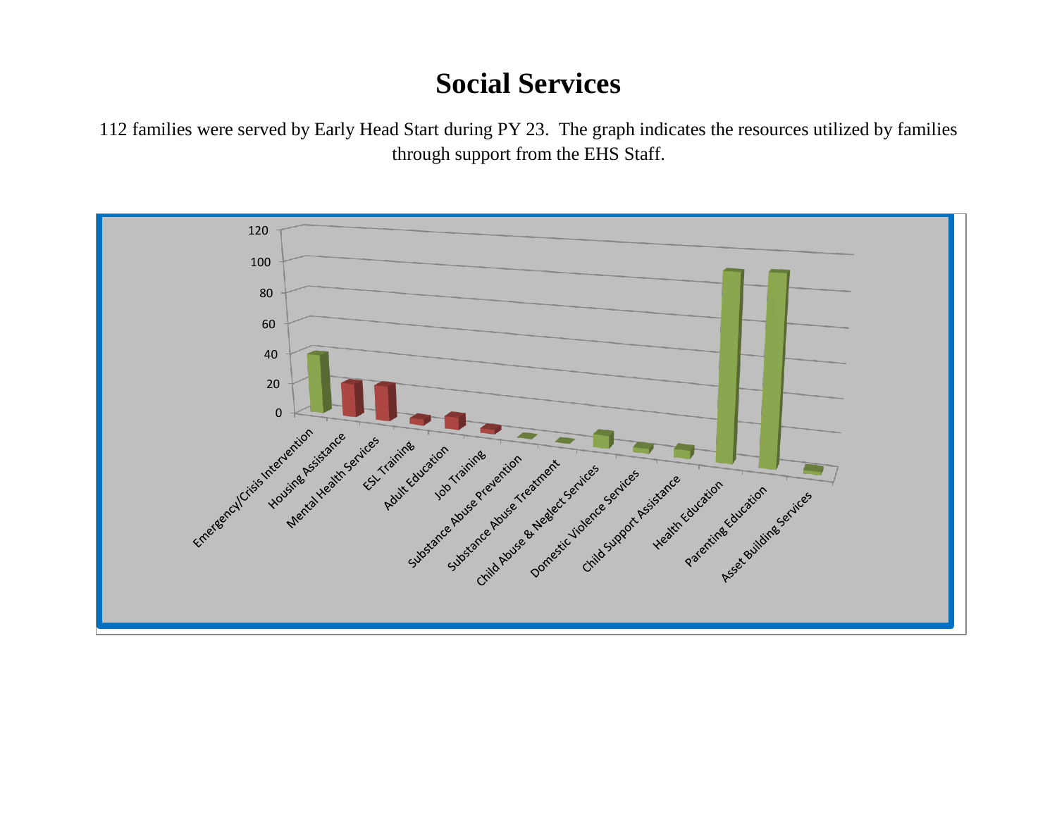# Social Services

112 families were served by Early Head Start during PY 23. The graph indicates the resources utilized by families through support from the EHS Staff.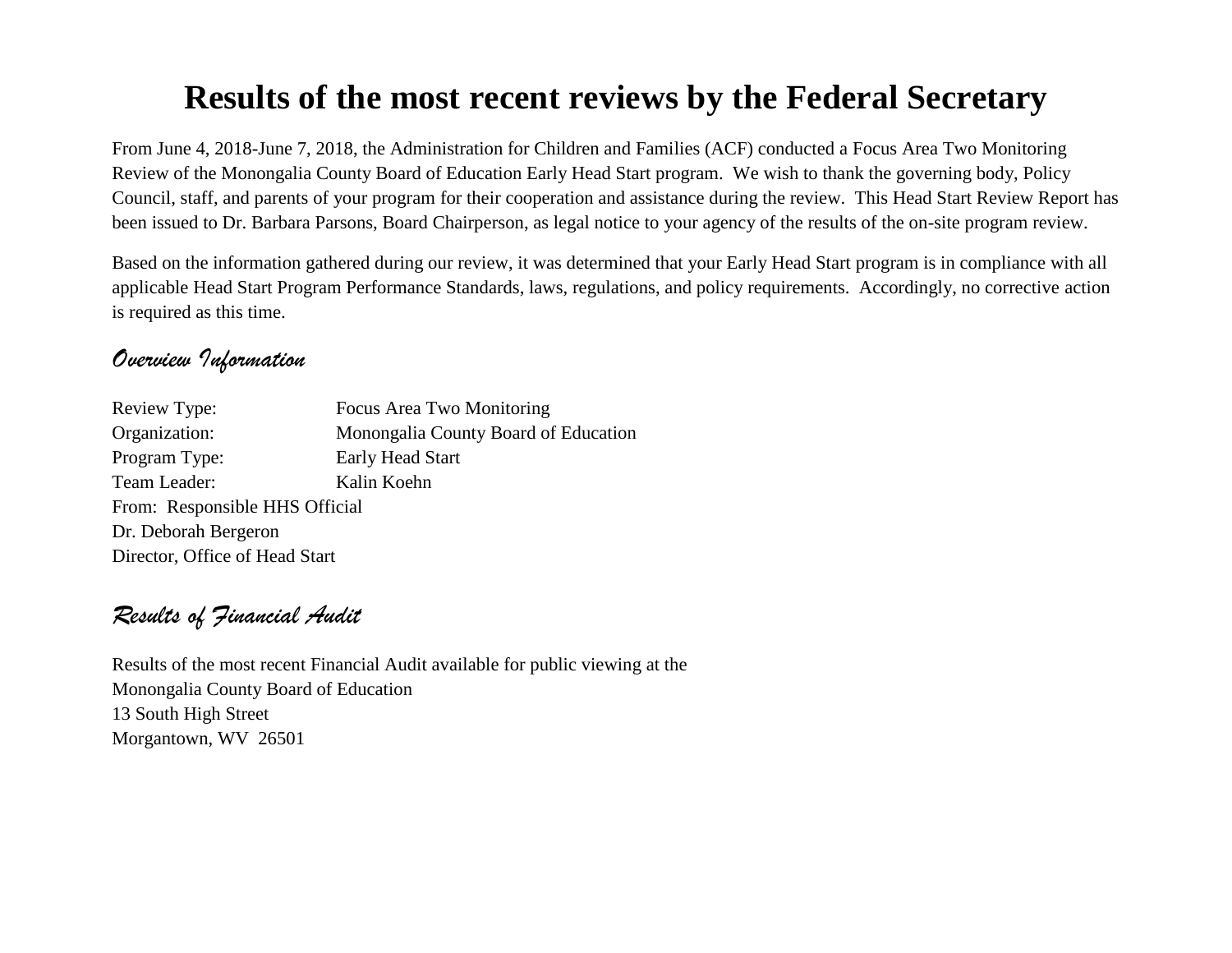# Results of the most recent reviews by the Federal Secretary

From June 4, 2018-June 7, 2018, the Administration for Children and Families (ACF) conducted a Focus Area Two Monitoring Review of the Monongalia County Board of Education Early Head Start program. We wish to thank the governing body, Policy Council, staff, and parents of your program for their cooperation and assistance during the review. This Head Start Review Report has been issued to Dr. Barbara Parsons, Board Chairperson, as legal notice to your agency of the results of the on-site program review.

Based on the information gathered during our review, it was determined that your Early Head Start program is in compliance with all applicable Head Start Program Performance Standards, laws, regulations, and policy requirements. Accordingly, no corrective action is required as this time.

## *Overview Information*

Review Type: Focus Area Two Monitoring
Organization: Monongalia County Board of Education
Program Type: Early Head Start
Team Leader: Kalin Koehn
From: Responsible HHS Official
Dr. Deborah Bergeron
Director, Office of Head Start

## *Results of Financial Audit*

Results of the most recent Financial Audit available for public viewing at the
Monongalia County Board of Education
13 South High Street
Morgantown, WV 26501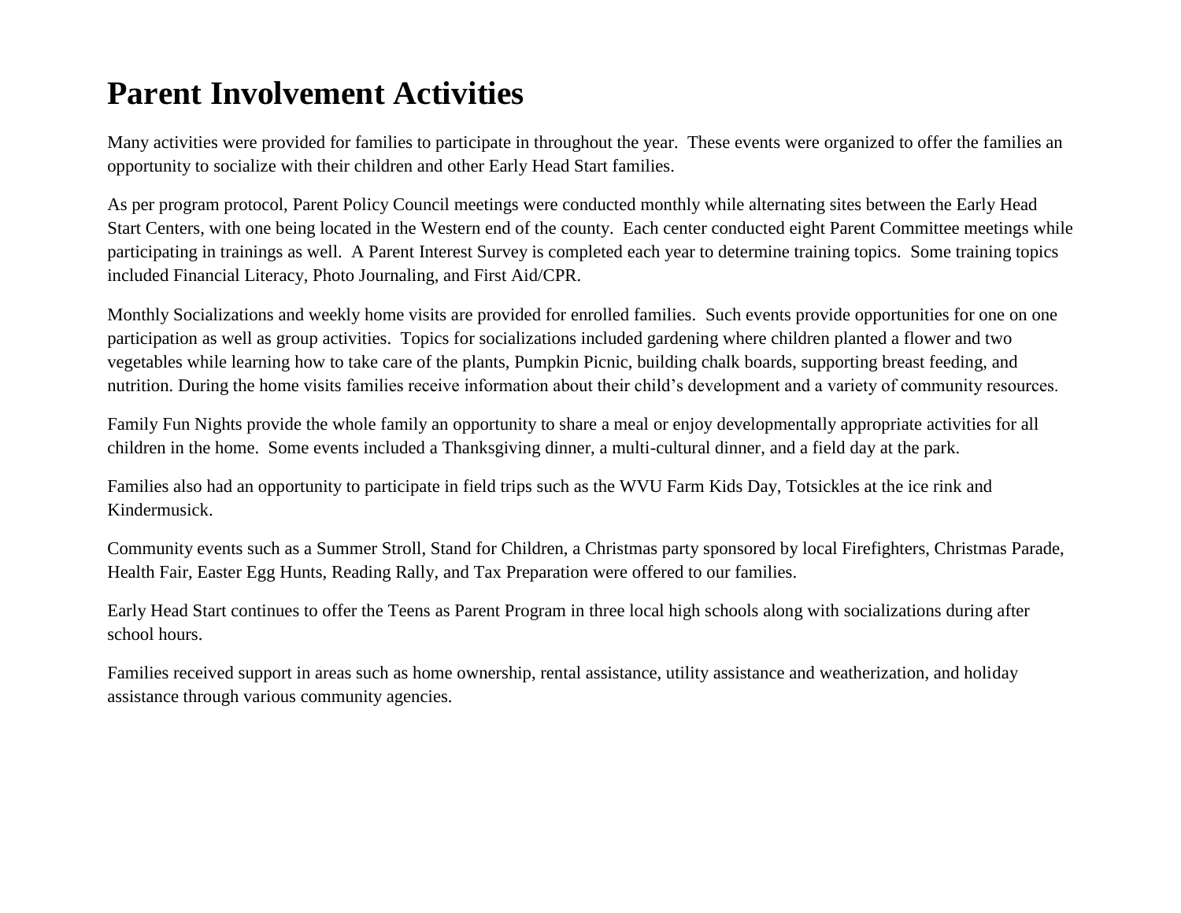# Parent Involvement Activities

Many activities were provided for families to participate in throughout the year. These events were organized to offer the families an opportunity to socialize with their children and other Early Head Start families.

As per program protocol, Parent Policy Council meetings were conducted monthly while alternating sites between the Early Head Start Centers, with one being located in the Western end of the county. Each center conducted eight Parent Committee meetings while participating in trainings as well. A Parent Interest Survey is completed each year to determine training topics. Some training topics included Financial Literacy, Photo Journaling, and First Aid/CPR.

Monthly Socializations and weekly home visits are provided for enrolled families. Such events provide opportunities for one on one participation as well as group activities. Topics for socializations included gardening where children planted a flower and two vegetables while learning how to take care of the plants, Pumpkin Picnic, building chalk boards, supporting breast feeding, and nutrition. During the home visits families receive information about their child's development and a variety of community resources.

Family Fun Nights provide the whole family an opportunity to share a meal or enjoy developmentally appropriate activities for all children in the home. Some events included a Thanksgiving dinner, a multi-cultural dinner, and a field day at the park.

Families also had an opportunity to participate in field trips such as the WVU Farm Kids Day, Totsickles at the ice rink and Kindermusick.

Community events such as a Summer Stroll, Stand for Children, a Christmas party sponsored by local Firefighters, Christmas Parade, Health Fair, Easter Egg Hunts, Reading Rally, and Tax Preparation were offered to our families.

Early Head Start continues to offer the Teens as Parent Program in three local high schools along with socializations during after school hours.

Families received support in areas such as home ownership, rental assistance, utility assistance and weatherization, and holiday assistance through various community agencies.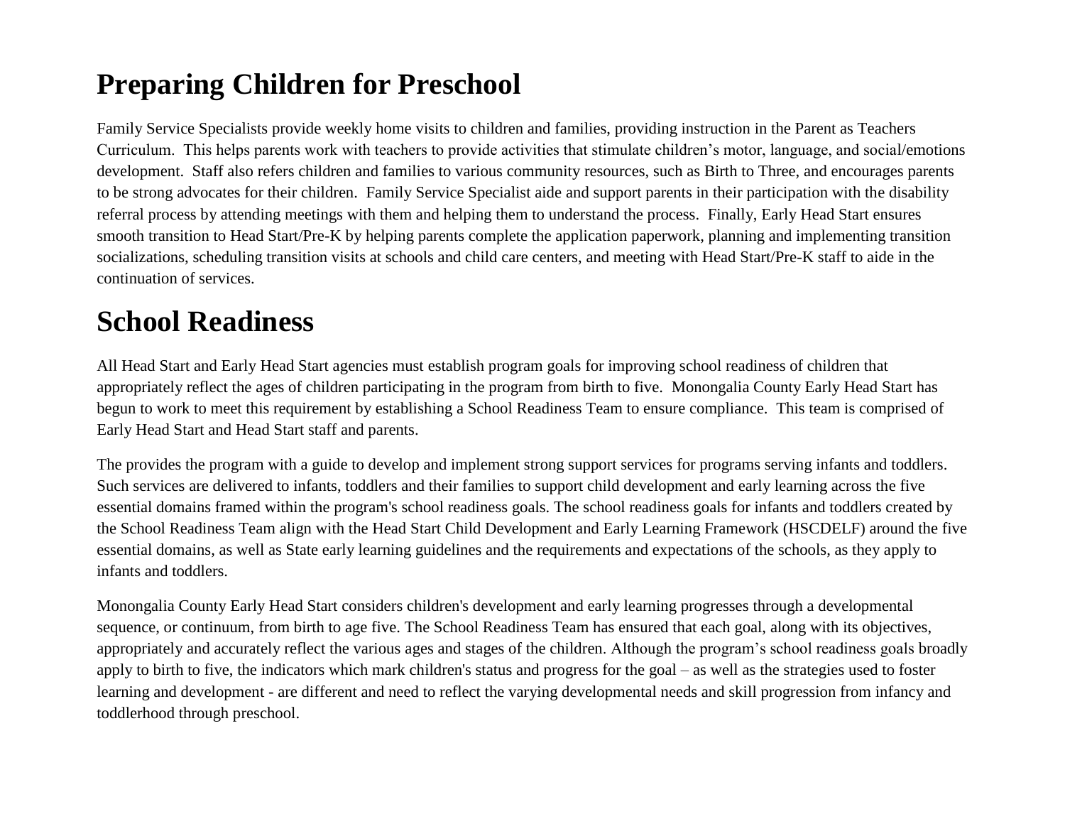# Preparing Children for Preschool

Family Service Specialists provide weekly home visits to children and families, providing instruction in the Parent as Teachers Curriculum. This helps parents work with teachers to provide activities that stimulate children's motor, language, and social/emotions development. Staff also refers children and families to various community resources, such as Birth to Three, and encourages parents to be strong advocates for their children. Family Service Specialist aide and support parents in their participation with the disability referral process by attending meetings with them and helping them to understand the process. Finally, Early Head Start ensures smooth transition to Head Start/Pre-K by helping parents complete the application paperwork, planning and implementing transition socializations, scheduling transition visits at schools and child care centers, and meeting with Head Start/Pre-K staff to aide in the continuation of services.

# School Readiness

All Head Start and Early Head Start agencies must establish program goals for improving school readiness of children that appropriately reflect the ages of children participating in the program from birth to five. Monongalia County Early Head Start has begun to work to meet this requirement by establishing a School Readiness Team to ensure compliance. This team is comprised of Early Head Start and Head Start staff and parents.

The provides the program with a guide to develop and implement strong support services for programs serving infants and toddlers. Such services are delivered to infants, toddlers and their families to support child development and early learning across the five essential domains framed within the program's school readiness goals. The school readiness goals for infants and toddlers created by the School Readiness Team align with the Head Start Child Development and Early Learning Framework (HSCDELF) around the five essential domains, as well as State early learning guidelines and the requirements and expectations of the schools, as they apply to infants and toddlers.

Monongalia County Early Head Start considers children's development and early learning progresses through a developmental sequence, or continuum, from birth to age five. The School Readiness Team has ensured that each goal, along with its objectives, appropriately and accurately reflect the various ages and stages of the children. Although the program's school readiness goals broadly apply to birth to five, the indicators which mark children's status and progress for the goal – as well as the strategies used to foster learning and development - are different and need to reflect the varying developmental needs and skill progression from infancy and toddlerhood through preschool.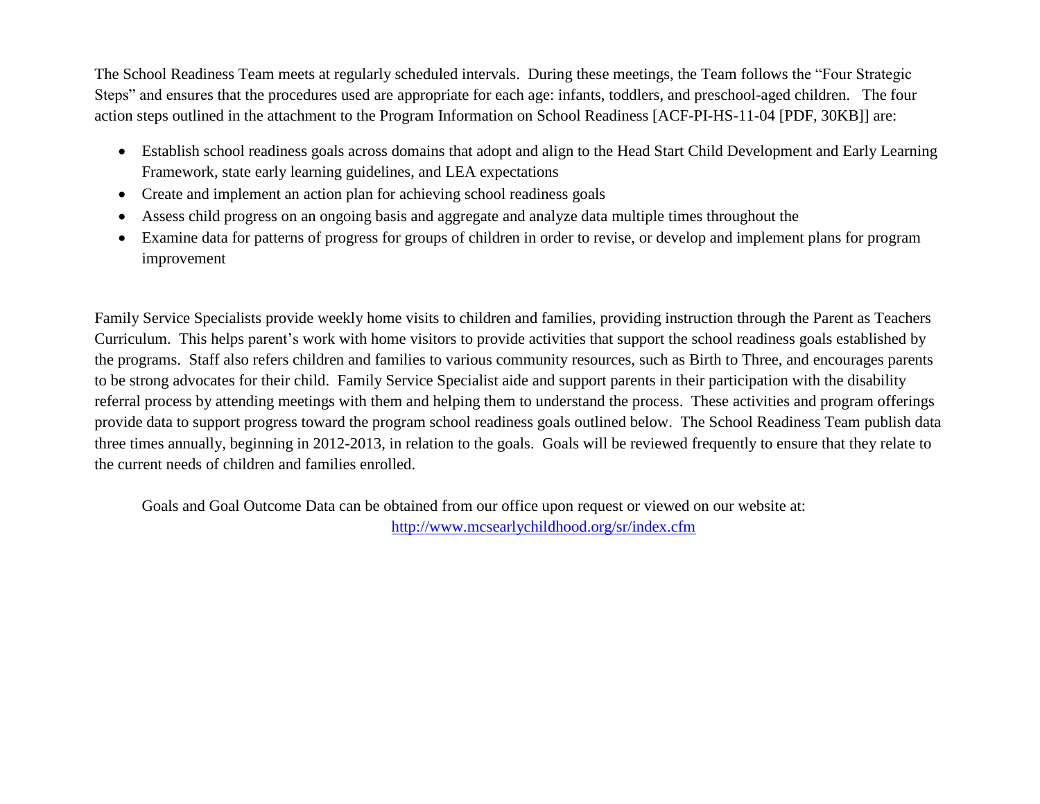The School Readiness Team meets at regularly scheduled intervals. During these meetings, the Team follows the "Four Strategic Steps" and ensures that the procedures used are appropriate for each age: infants, toddlers, and preschool-aged children. The four action steps outlined in the attachment to the Program Information on School Readiness [ACF-PI-HS-11-04 [PDF, 30KB]] are:

- Establish school readiness goals across domains that adopt and align to the Head Start Child Development and Early Learning Framework, state early learning guidelines, and LEA expectations
- Create and implement an action plan for achieving school readiness goals
- Assess child progress on an ongoing basis and aggregate and analyze data multiple times throughout the
- Examine data for patterns of progress for groups of children in order to revise, or develop and implement plans for program improvement

Family Service Specialists provide weekly home visits to children and families, providing instruction through the Parent as Teachers Curriculum. This helps parent's work with home visitors to provide activities that support the school readiness goals established by the programs. Staff also refers children and families to various community resources, such as Birth to Three, and encourages parents to be strong advocates for their child. Family Service Specialist aide and support parents in their participation with the disability referral process by attending meetings with them and helping them to understand the process. These activities and program offerings provide data to support progress toward the program school readiness goals outlined below. The School Readiness Team publish data three times annually, beginning in 2012-2013, in relation to the goals. Goals will be reviewed frequently to ensure that they relate to the current needs of children and families enrolled.

Goals and Goal Outcome Data can be obtained from our office upon request or viewed on our website at: http://www.mcsearlychildhood.org/sr/index.cfm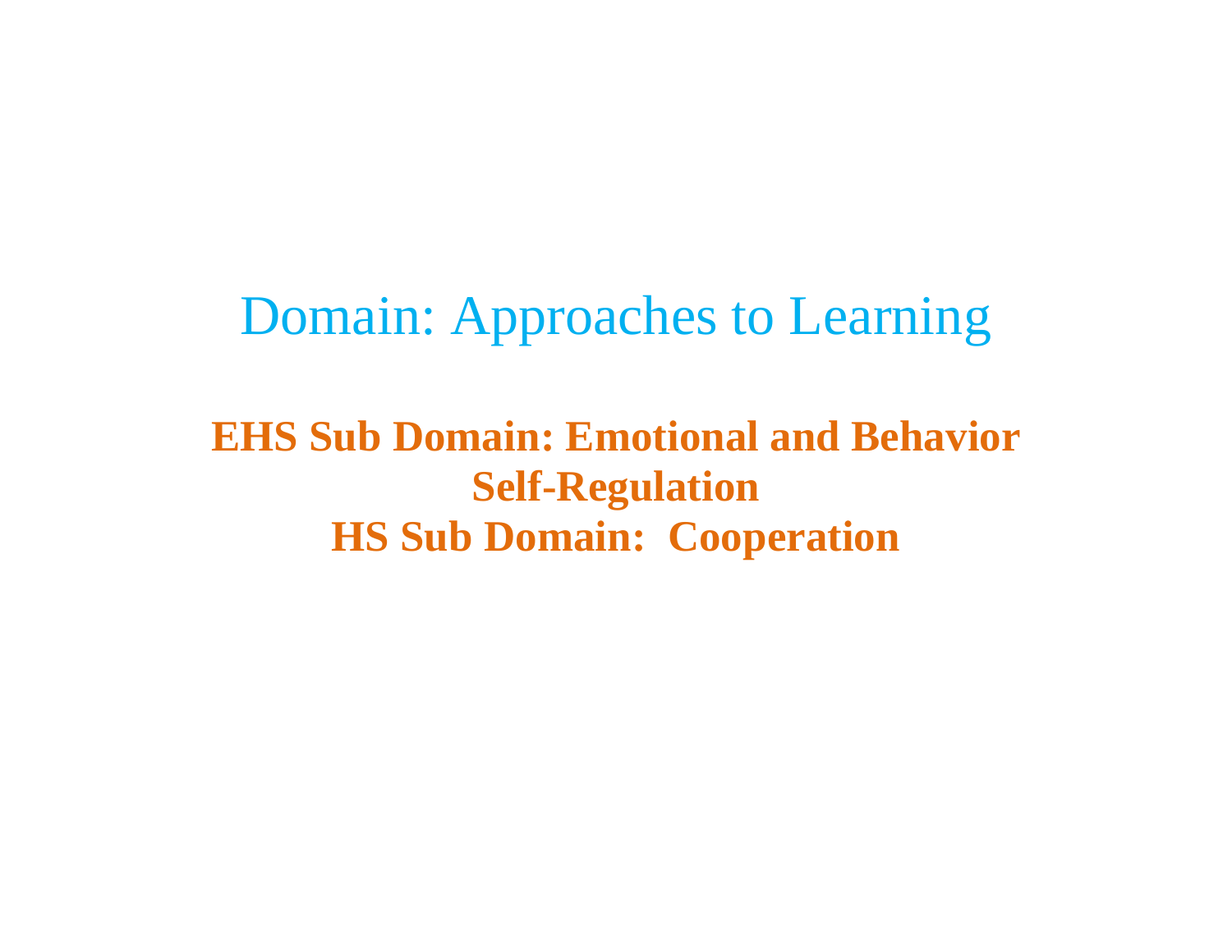# Domain: Approaches to Learning

## EHS Sub Domain: Emotional and Behavior Self-Regulation
## HS Sub Domain: Cooperation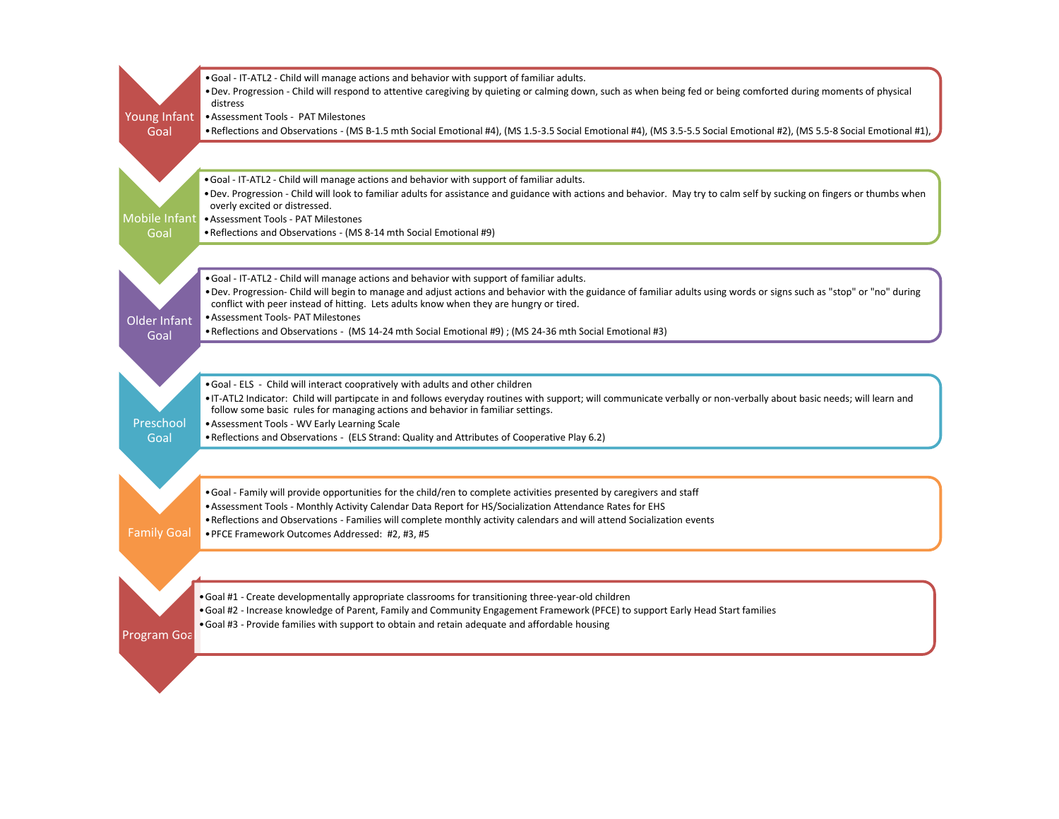## Young Infant Goal

- Goal - IT-ATL2 - Child will manage actions and behavior with support of familiar adults.
- Dev. Progression - Child will respond to attentive caregiving by quieting or calming down, such as when being fed or being comforted during moments of physical distress
- Assessment Tools - PAT Milestones
- Reflections and Observations - (MS B-1.5 mth Social Emotional #4), (MS 1.5-3.5 Social Emotional #4), (MS 3.5-5.5 Social Emotional #2), (MS 5.5-8 Social Emotional #1),

## Mobile Infant Goal

- Goal - IT-ATL2 - Child will manage actions and behavior with support of familiar adults.
- Dev. Progression - Child will look to familiar adults for assistance and guidance with actions and behavior. May try to calm self by sucking on fingers or thumbs when overly excited or distressed.
- Assessment Tools - PAT Milestones
- Reflections and Observations - (MS 8-14 mth Social Emotional #9)

## Older Infant Goal

- Goal - IT-ATL2 - Child will manage actions and behavior with support of familiar adults.
- Dev. Progression- Child will begin to manage and adjust actions and behavior with the guidance of familiar adults using words or signs such as "stop" or "no" during conflict with peer instead of hitting. Lets adults know when they are hungry or tired.
- Assessment Tools- PAT Milestones
- Reflections and Observations - (MS 14-24 mth Social Emotional #9) ; (MS 24-36 mth Social Emotional #3)

## Preschool Goal

- Goal - ELS - Child will interact coopratively with adults and other children
- IT-ATL2 Indicator: Child will partipcate in and follows everyday routines with support; will communicate verbally or non-verbally about basic needs; will learn and follow some basic rules for managing actions and behavior in familiar settings.
- Assessment Tools - WV Early Learning Scale
- Reflections and Observations - (ELS Strand: Quality and Attributes of Cooperative Play 6.2)

## Family Goal

- Goal - Family will provide opportunities for the child/ren to complete activities presented by caregivers and staff
- Assessment Tools - Monthly Activity Calendar Data Report for HS/Socialization Attendance Rates for EHS
- Reflections and Observations - Families will complete monthly activity calendars and will attend Socialization events
- PFCE Framework Outcomes Addressed: #2, #3, #5

## Program Goal

- Goal #1 - Create developmentally appropriate classrooms for transitioning three-year-old children
- Goal #2 - Increase knowledge of Parent, Family and Community Engagement Framework (PFCE) to support Early Head Start families
- Goal #3 - Provide families with support to obtain and retain adequate and affordable housing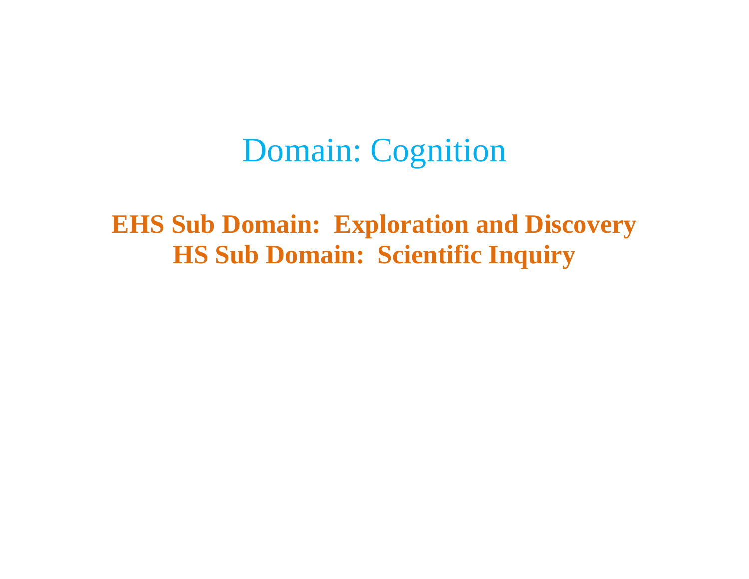# Domain: Cognition

## EHS Sub Domain: Exploration and Discovery
## HS Sub Domain: Scientific Inquiry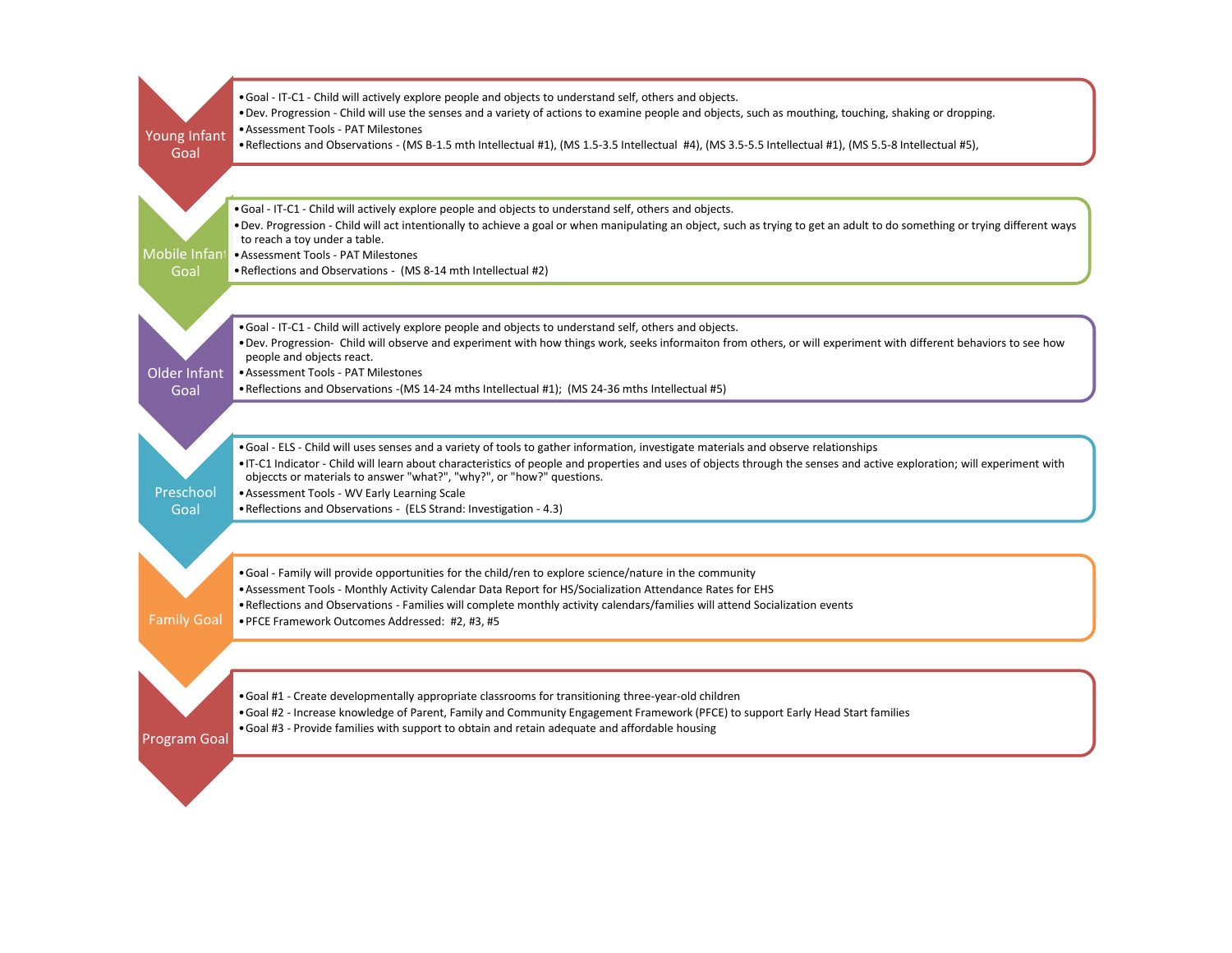## Young Infant Goal

- Goal - IT-C1 - Child will actively explore people and objects to understand self, others and objects.
- Dev. Progression - Child will use the senses and a variety of actions to examine people and objects, such as mouthing, touching, shaking or dropping.
- Assessment Tools - PAT Milestones
- Reflections and Observations - (MS B-1.5 mth Intellectual #1), (MS 1.5-3.5 Intellectual #4), (MS 3.5-5.5 Intellectual #1), (MS 5.5-8 Intellectual #5),

## Mobile Infant Goal

- Goal - IT-C1 - Child will actively explore people and objects to understand self, others and objects.
- Dev. Progression - Child will act intentionally to achieve a goal or when manipulating an object, such as trying to get an adult to do something or trying different ways to reach a toy under a table.
- Assessment Tools - PAT Milestones
- Reflections and Observations - (MS 8-14 mth Intellectual #2)

## Older Infant Goal

- Goal - IT-C1 - Child will actively explore people and objects to understand self, others and objects.
- Dev. Progression- Child will observe and experiment with how things work, seeks informaiton from others, or will experiment with different behaviors to see how people and objects react.
- Assessment Tools - PAT Milestones
- Reflections and Observations -(MS 14-24 mths Intellectual #1); (MS 24-36 mths Intellectual #5)

## Preschool Goal

- Goal - ELS - Child will uses senses and a variety of tools to gather information, investigate materials and observe relationships
- IT-C1 Indicator - Child will learn about characteristics of people and properties and uses of objects through the senses and active exploration; will experiment with objeccts or materials to answer "what?", "why?", or "how?" questions.
- Assessment Tools - WV Early Learning Scale
- Reflections and Observations - (ELS Strand: Investigation - 4.3)

## Family Goal

- Goal - Family will provide opportunities for the child/ren to explore science/nature in the community
- Assessment Tools - Monthly Activity Calendar Data Report for HS/Socialization Attendance Rates for EHS
- Reflections and Observations - Families will complete monthly activity calendars/families will attend Socialization events
- PFCE Framework Outcomes Addressed: #2, #3, #5

## Program Goal

- Goal #1 - Create developmentally appropriate classrooms for transitioning three-year-old children
- Goal #2 - Increase knowledge of Parent, Family and Community Engagement Framework (PFCE) to support Early Head Start families
- Goal #3 - Provide families with support to obtain and retain adequate and affordable housing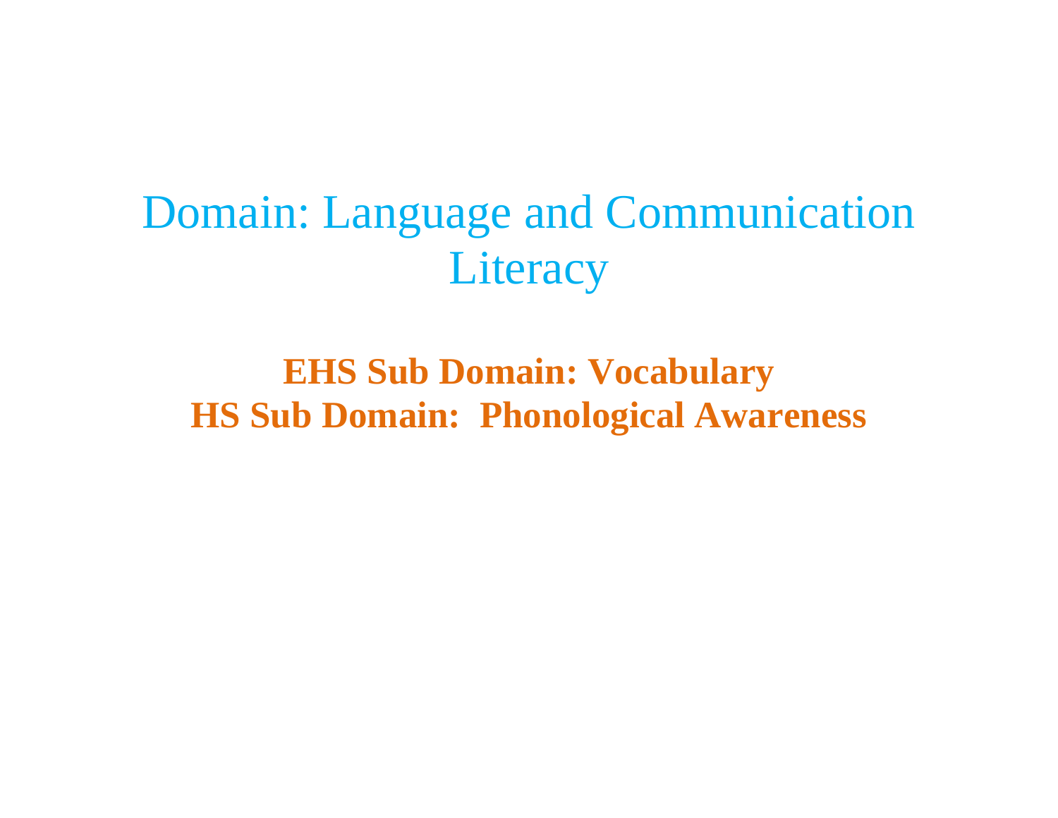# Domain: Language and Communication Literacy

## EHS Sub Domain: Vocabulary
## HS Sub Domain: Phonological Awareness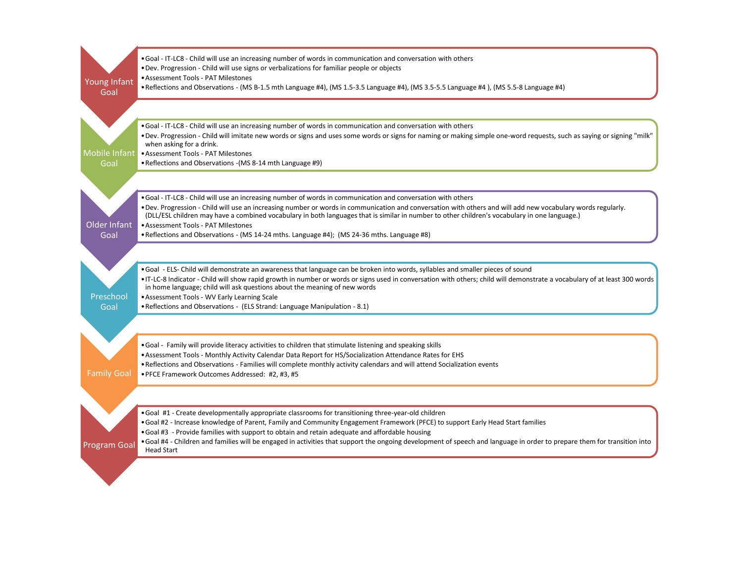## Young Infant Goal

- Goal - IT-LC8 - Child will use an increasing number of words in communication and conversation with others
- Dev. Progression - Child will use signs or verbalizations for familiar people or objects
- Assessment Tools - PAT Milestones
- Reflections and Observations - (MS B-1.5 mth Language #4), (MS 1.5-3.5 Language #4), (MS 3.5-5.5 Language #4 ), (MS 5.5-8 Language #4)

## Mobile Infant Goal

- Goal - IT-LC8 - Child will use an increasing number of words in communication and conversation with others
- Dev. Progression - Child will imitate new words or signs and uses some words or signs for naming or making simple one-word requests, such as saying or signing "milk" when asking for a drink.
- Assessment Tools - PAT Milestones
- Reflections and Observations -(MS 8-14 mth Language #9)

## Older Infant Goal

- Goal - IT-LC8 - Child will use an increasing number of words in communication and conversation with others
- Dev. Progression - Child will use an increasing number or words in communication and conversation with others and will add new vocabulary words regularly. (DLL/ESL children may have a combined vocabulary in both languages that is similar in number to other children's vocabulary in one language.)
- Assessment Tools - PAT MIlestones
- Reflections and Observations - (MS 14-24 mths. Language #4); (MS 24-36 mths. Language #8)

## Preschool Goal

- Goal - ELS- Child will demonstrate an awareness that language can be broken into words, syllables and smaller pieces of sound
- IT-LC-8 Indicator - Child will show rapid growth in number or words or signs used in conversation with others; child will demonstrate a vocabulary of at least 300 words in home language; child will ask questions about the meaning of new words
- Assessment Tools - WV Early Learning Scale
- Reflections and Observations - (ELS Strand: Language Manipulation - 8.1)

## Family Goal

- Goal - Family will provide literacy activities to children that stimulate listening and speaking skills
- Assessment Tools - Monthly Activity Calendar Data Report for HS/Socialization Attendance Rates for EHS
- Reflections and Observations - Families will complete monthly activity calendars and will attend Socialization events
- PFCE Framework Outcomes Addressed: #2, #3, #5

## Program Goal

- Goal #1 - Create developmentally appropriate classrooms for transitioning three-year-old children
- Goal #2 - Increase knowledge of Parent, Family and Community Engagement Framework (PFCE) to support Early Head Start families
- Goal #3 - Provide families with support to obtain and retain adequate and affordable housing
- Goal #4 - Children and families will be engaged in activities that support the ongoing development of speech and language in order to prepare them for transition into Head Start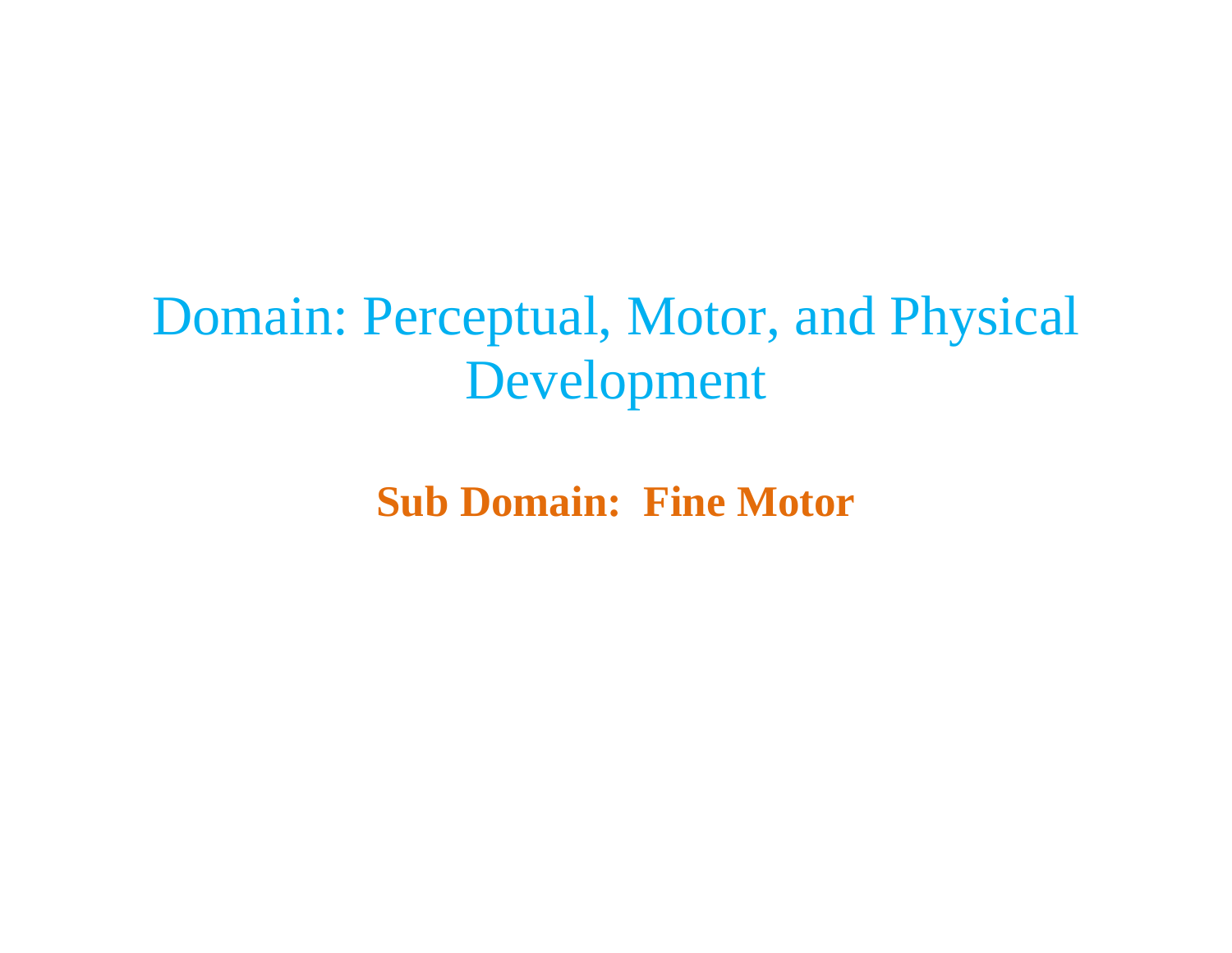# Domain: Perceptual, Motor, and Physical Development

## Sub Domain: Fine Motor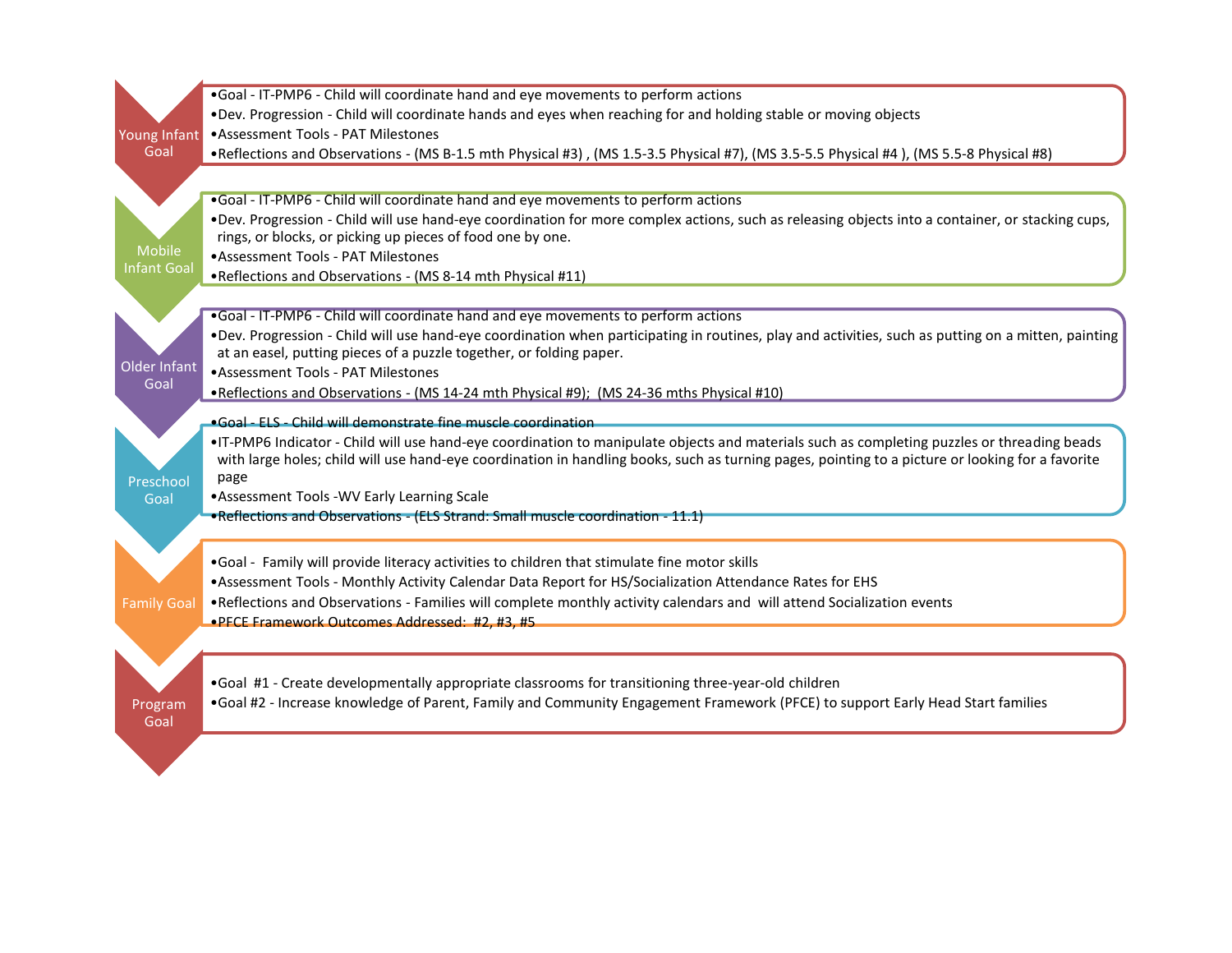## Young Infant Goal

- Goal - IT-PMP6 - Child will coordinate hand and eye movements to perform actions
- Dev. Progression - Child will coordinate hands and eyes when reaching for and holding stable or moving objects
- Assessment Tools - PAT Milestones
- Reflections and Observations - (MS B-1.5 mth Physical #3) , (MS 1.5-3.5 Physical #7), (MS 3.5-5.5 Physical #4 ), (MS 5.5-8 Physical #8)

## Mobile Infant Goal

- Goal - IT-PMP6 - Child will coordinate hand and eye movements to perform actions
- Dev. Progression - Child will use hand-eye coordination for more complex actions, such as releasing objects into a container, or stacking cups, rings, or blocks, or picking up pieces of food one by one.
- Assessment Tools - PAT Milestones
- Reflections and Observations - (MS 8-14 mth Physical #11)

## Older Infant Goal

- Goal - IT-PMP6 - Child will coordinate hand and eye movements to perform actions
- Dev. Progression - Child will use hand-eye coordination when participating in routines, play and activities, such as putting on a mitten, painting at an easel, putting pieces of a puzzle together, or folding paper.
- Assessment Tools - PAT Milestones
- Reflections and Observations - (MS 14-24 mth Physical #9); (MS 24-36 mths Physical #10)

## Preschool Goal

- Goal - ELS - Child will demonstrate fine muscle coordination
- IT-PMP6 Indicator - Child will use hand-eye coordination to manipulate objects and materials such as completing puzzles or threading beads with large holes; child will use hand-eye coordination in handling books, such as turning pages, pointing to a picture or looking for a favorite page
- Assessment Tools -WV Early Learning Scale
- Reflections and Observations - (ELS Strand: Small muscle coordination - 11.1)

## Family Goal

- Goal - Family will provide literacy activities to children that stimulate fine motor skills
- Assessment Tools - Monthly Activity Calendar Data Report for HS/Socialization Attendance Rates for EHS
- Reflections and Observations - Families will complete monthly activity calendars and will attend Socialization events
- PFCE Framework Outcomes Addressed: #2, #3, #5

## Program Goal

- Goal #1 - Create developmentally appropriate classrooms for transitioning three-year-old children
- Goal #2 - Increase knowledge of Parent, Family and Community Engagement Framework (PFCE) to support Early Head Start families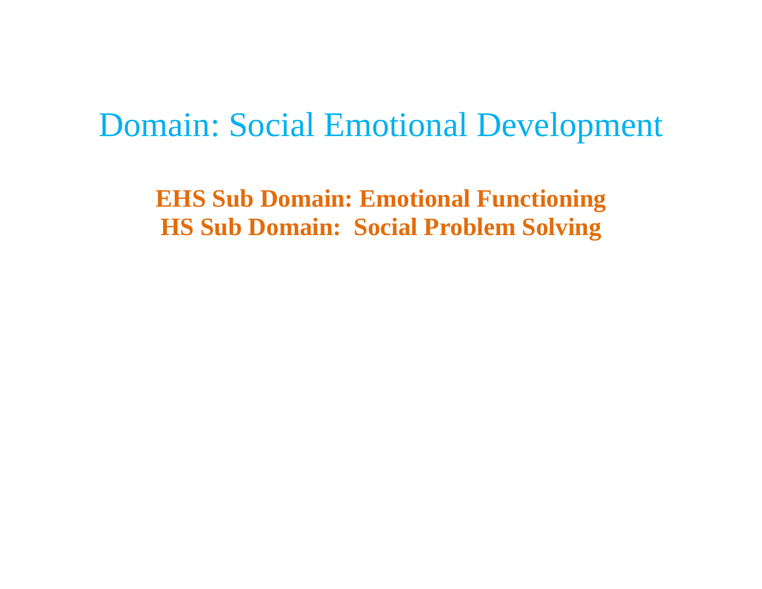# Domain: Social Emotional Development

## EHS Sub Domain: Emotional Functioning
## HS Sub Domain: Social Problem Solving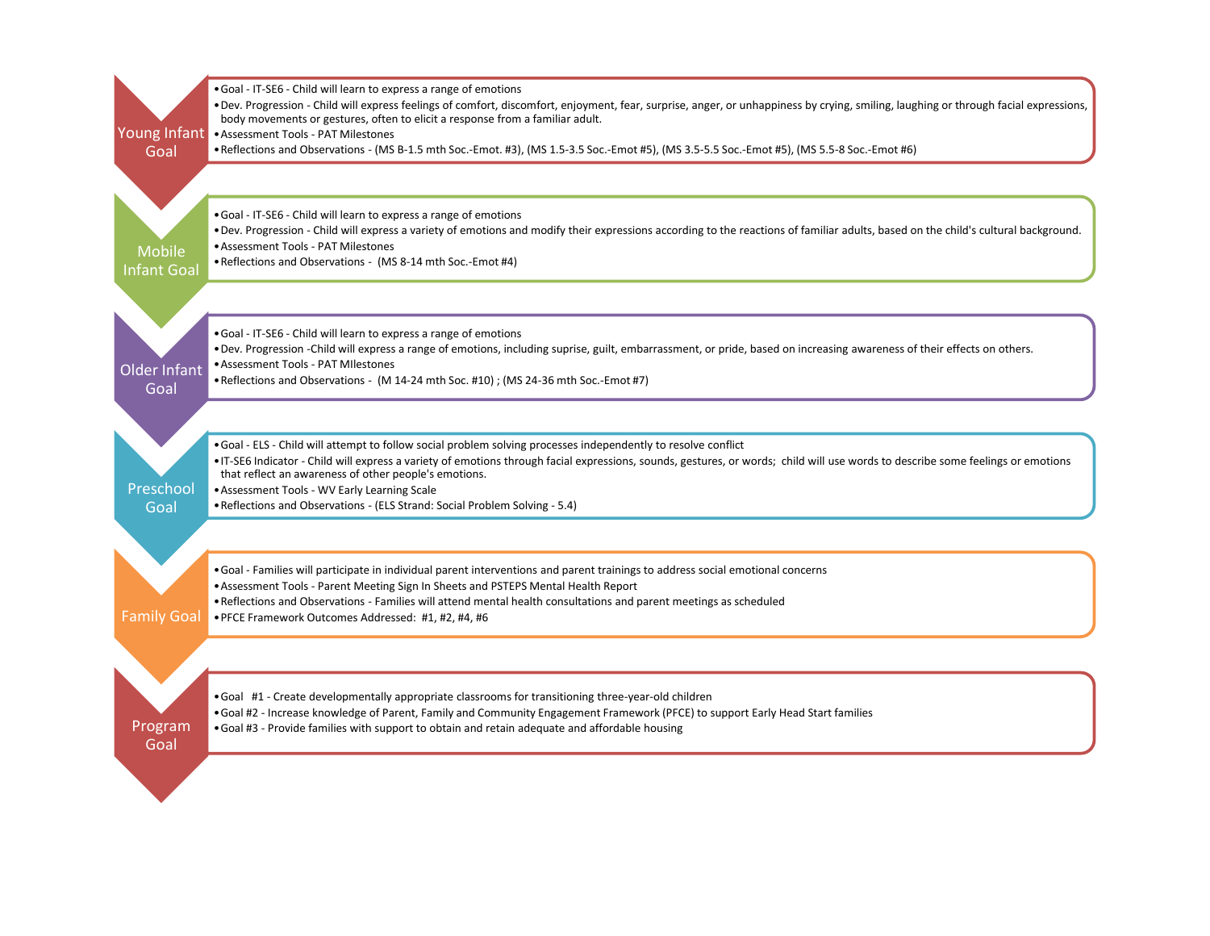## Young Infant Goal

- Goal - IT-SE6 - Child will learn to express a range of emotions
- Dev. Progression - Child will express feelings of comfort, discomfort, enjoyment, fear, surprise, anger, or unhappiness by crying, smiling, laughing or through facial expressions, body movements or gestures, often to elicit a response from a familiar adult.
- Assessment Tools - PAT Milestones
- Reflections and Observations - (MS B-1.5 mth Soc.-Emot. #3), (MS 1.5-3.5 Soc.-Emot #5), (MS 3.5-5.5 Soc.-Emot #5), (MS 5.5-8 Soc.-Emot #6)

## Mobile Infant Goal

- Goal - IT-SE6 - Child will learn to express a range of emotions
- Dev. Progression - Child will express a variety of emotions and modify their expressions according to the reactions of familiar adults, based on the child's cultural background.
- Assessment Tools - PAT Milestones
- Reflections and Observations - (MS 8-14 mth Soc.-Emot #4)

## Older Infant Goal

- Goal - IT-SE6 - Child will learn to express a range of emotions
- Dev. Progression -Child will express a range of emotions, including suprise, guilt, embarrassment, or pride, based on increasing awareness of their effects on others.
- Assessment Tools - PAT MIlestones
- Reflections and Observations - (M 14-24 mth Soc. #10) ; (MS 24-36 mth Soc.-Emot #7)

## Preschool Goal

- Goal - ELS - Child will attempt to follow social problem solving processes independently to resolve conflict
- IT-SE6 Indicator - Child will express a variety of emotions through facial expressions, sounds, gestures, or words; child will use words to describe some feelings or emotions that reflect an awareness of other people's emotions.
- Assessment Tools - WV Early Learning Scale
- Reflections and Observations - (ELS Strand: Social Problem Solving - 5.4)

## Family Goal

- Goal - Families will participate in individual parent interventions and parent trainings to address social emotional concerns
- Assessment Tools - Parent Meeting Sign In Sheets and PSTEPS Mental Health Report
- Reflections and Observations - Families will attend mental health consultations and parent meetings as scheduled
- PFCE Framework Outcomes Addressed: #1, #2, #4, #6

## Program Goal

- Goal #1 - Create developmentally appropriate classrooms for transitioning three-year-old children
- Goal #2 - Increase knowledge of Parent, Family and Community Engagement Framework (PFCE) to support Early Head Start families
- Goal #3 - Provide families with support to obtain and retain adequate and affordable housing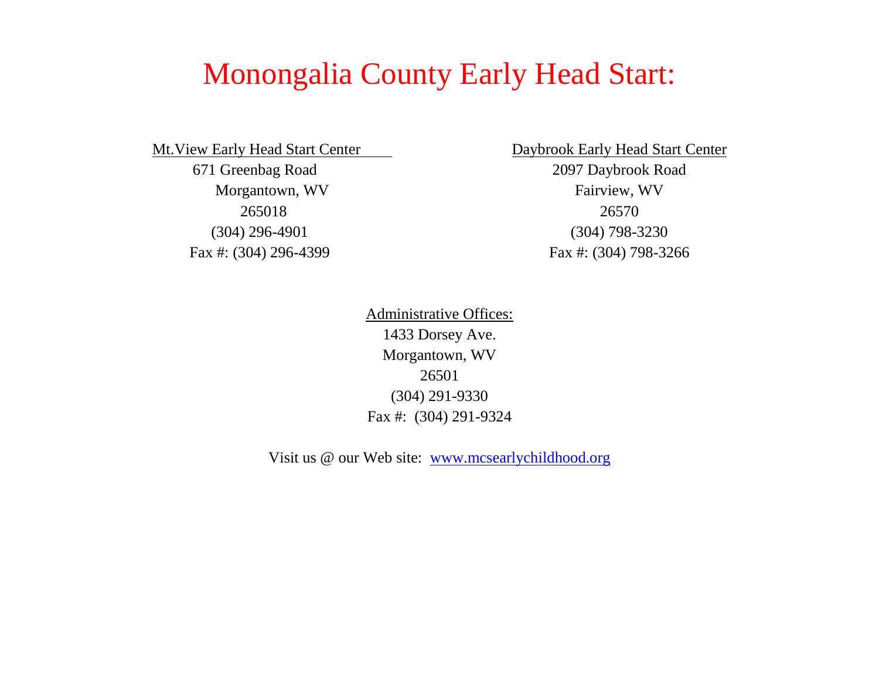# Monongalia County Early Head Start:

Mt.View Early Head Start Center

671 Greenbag Road
Morgantown, WV
265018
(304) 296-4901
Fax #: (304) 296-4399

Daybrook Early Head Start Center

2097 Daybrook Road
Fairview, WV
26570
(304) 798-3230
Fax #: (304) 798-3266

Administrative Offices:

1433 Dorsey Ave.
Morgantown, WV
26501
(304) 291-9330
Fax #: (304) 291-9324

Visit us @ our Web site: www.mcsearlychildhood.org